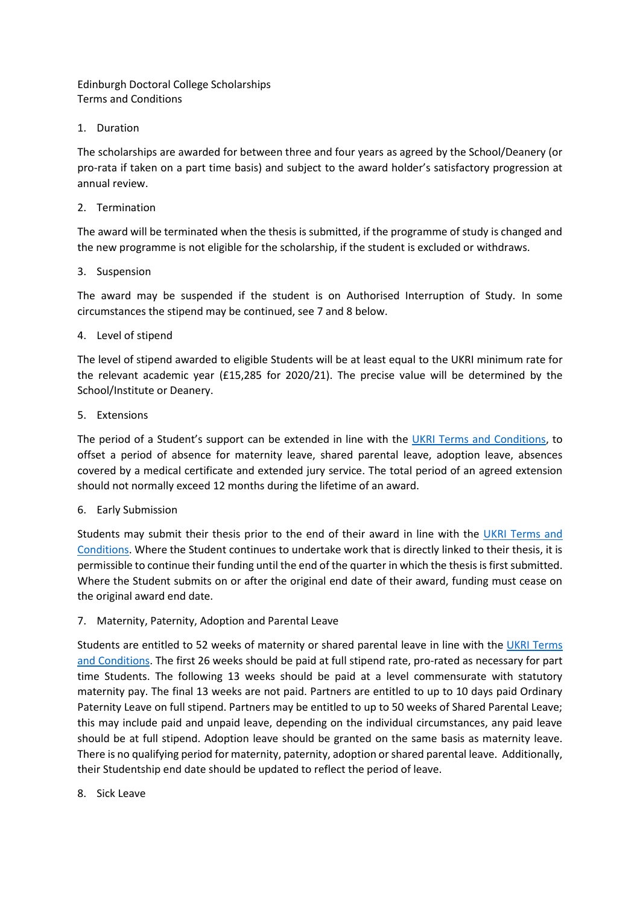Edinburgh Doctoral College Scholarships
Terms and Conditions

## 1. Duration

The scholarships are awarded for between three and four years as agreed by the School/Deanery (or pro-rata if taken on a part time basis) and subject to the award holder's satisfactory progression at annual review.

## 2. Termination

The award will be terminated when the thesis is submitted, if the programme of study is changed and the new programme is not eligible for the scholarship, if the student is excluded or withdraws.

## 3. Suspension

The award may be suspended if the student is on Authorised Interruption of Study. In some circumstances the stipend may be continued, see 7 and 8 below.

## 4. Level of stipend

The level of stipend awarded to eligible Students will be at least equal to the UKRI minimum rate for the relevant academic year (£15,285 for 2020/21). The precise value will be determined by the School/Institute or Deanery.

## 5. Extensions

The period of a Student's support can be extended in line with the UKRI Terms and Conditions, to offset a period of absence for maternity leave, shared parental leave, adoption leave, absences covered by a medical certificate and extended jury service. The total period of an agreed extension should not normally exceed 12 months during the lifetime of an award.

## 6. Early Submission

Students may submit their thesis prior to the end of their award in line with the UKRI Terms and Conditions. Where the Student continues to undertake work that is directly linked to their thesis, it is permissible to continue their funding until the end of the quarter in which the thesis is first submitted. Where the Student submits on or after the original end date of their award, funding must cease on the original award end date.

## 7. Maternity, Paternity, Adoption and Parental Leave

Students are entitled to 52 weeks of maternity or shared parental leave in line with the UKRI Terms and Conditions. The first 26 weeks should be paid at full stipend rate, pro-rated as necessary for part time Students. The following 13 weeks should be paid at a level commensurate with statutory maternity pay. The final 13 weeks are not paid. Partners are entitled to up to 10 days paid Ordinary Paternity Leave on full stipend. Partners may be entitled to up to 50 weeks of Shared Parental Leave; this may include paid and unpaid leave, depending on the individual circumstances, any paid leave should be at full stipend. Adoption leave should be granted on the same basis as maternity leave. There is no qualifying period for maternity, paternity, adoption or shared parental leave. Additionally, their Studentship end date should be updated to reflect the period of leave.

## 8. Sick Leave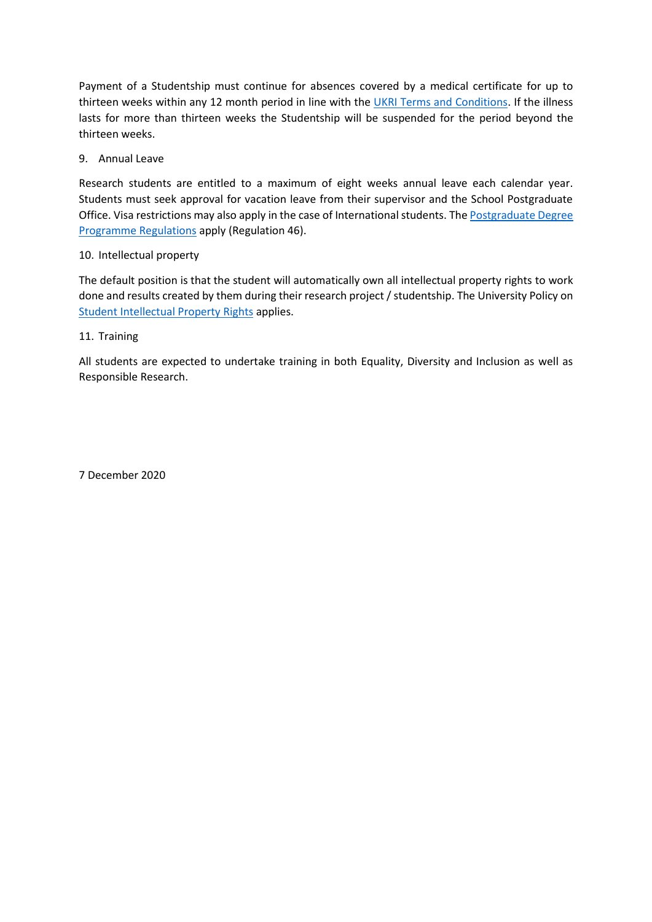Payment of a Studentship must continue for absences covered by a medical certificate for up to thirteen weeks within any 12 month period in line with the UKRI Terms and Conditions. If the illness lasts for more than thirteen weeks the Studentship will be suspended for the period beyond the thirteen weeks.

## 9. Annual Leave

Research students are entitled to a maximum of eight weeks annual leave each calendar year. Students must seek approval for vacation leave from their supervisor and the School Postgraduate Office. Visa restrictions may also apply in the case of International students. The Postgraduate Degree Programme Regulations apply (Regulation 46).

## 10. Intellectual property

The default position is that the student will automatically own all intellectual property rights to work done and results created by them during their research project / studentship. The University Policy on Student Intellectual Property Rights applies.

## 11. Training

All students are expected to undertake training in both Equality, Diversity and Inclusion as well as Responsible Research.

7 December 2020